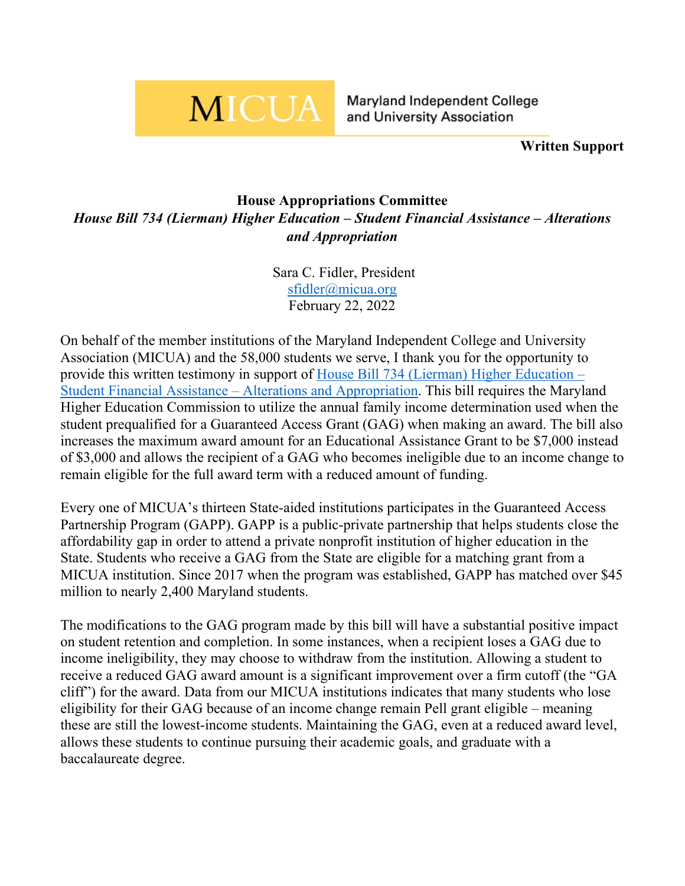MICUA Maryland Independent College and University Association

**Written Support**

**House Appropriations Committee**
***House Bill 734 (Lierman) Higher Education – Student Financial Assistance – Alterations and Appropriation***

Sara C. Fidler, President
sfidler@micua.org
February 22, 2022

On behalf of the member institutions of the Maryland Independent College and University Association (MICUA) and the 58,000 students we serve, I thank you for the opportunity to provide this written testimony in support of [House Bill 734 (Lierman) Higher Education – Student Financial Assistance – Alterations and Appropriation](). This bill requires the Maryland Higher Education Commission to utilize the annual family income determination used when the student prequalified for a Guaranteed Access Grant (GAG) when making an award. The bill also increases the maximum award amount for an Educational Assistance Grant to be $7,000 instead of $3,000 and allows the recipient of a GAG who becomes ineligible due to an income change to remain eligible for the full award term with a reduced amount of funding.

Every one of MICUA's thirteen State-aided institutions participates in the Guaranteed Access Partnership Program (GAPP). GAPP is a public-private partnership that helps students close the affordability gap in order to attend a private nonprofit institution of higher education in the State. Students who receive a GAG from the State are eligible for a matching grant from a MICUA institution. Since 2017 when the program was established, GAPP has matched over $45 million to nearly 2,400 Maryland students.

The modifications to the GAG program made by this bill will have a substantial positive impact on student retention and completion. In some instances, when a recipient loses a GAG due to income ineligibility, they may choose to withdraw from the institution. Allowing a student to receive a reduced GAG award amount is a significant improvement over a firm cutoff (the "GA cliff") for the award. Data from our MICUA institutions indicates that many students who lose eligibility for their GAG because of an income change remain Pell grant eligible – meaning these are still the lowest-income students. Maintaining the GAG, even at a reduced award level, allows these students to continue pursuing their academic goals, and graduate with a baccalaureate degree.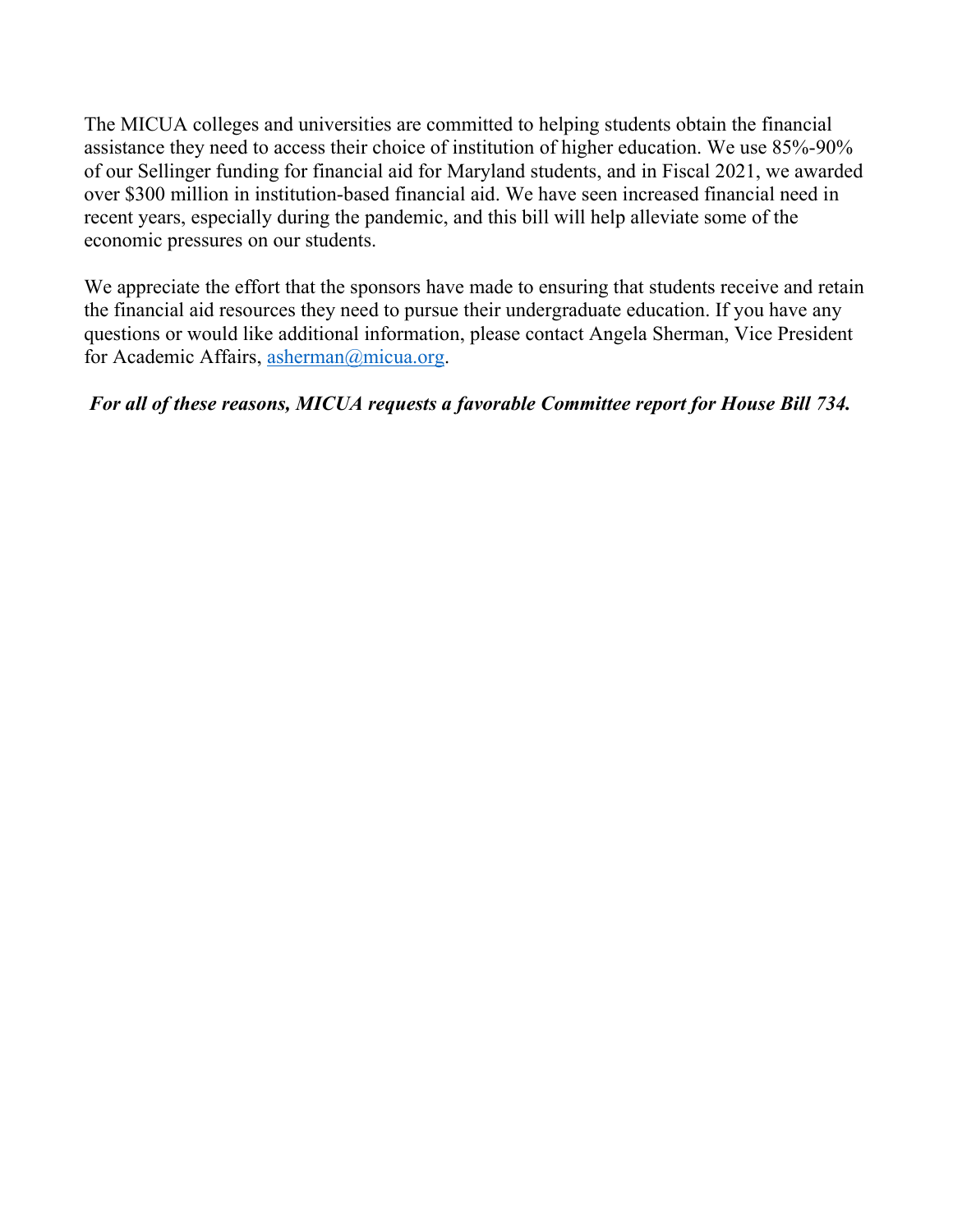The MICUA colleges and universities are committed to helping students obtain the financial assistance they need to access their choice of institution of higher education. We use 85%-90% of our Sellinger funding for financial aid for Maryland students, and in Fiscal 2021, we awarded over $300 million in institution-based financial aid. We have seen increased financial need in recent years, especially during the pandemic, and this bill will help alleviate some of the economic pressures on our students.

We appreciate the effort that the sponsors have made to ensuring that students receive and retain the financial aid resources they need to pursue their undergraduate education. If you have any questions or would like additional information, please contact Angela Sherman, Vice President for Academic Affairs, [asherman@micua.org](mailto:asherman@micua.org).

***For all of these reasons, MICUA requests a favorable Committee report for House Bill 734.***